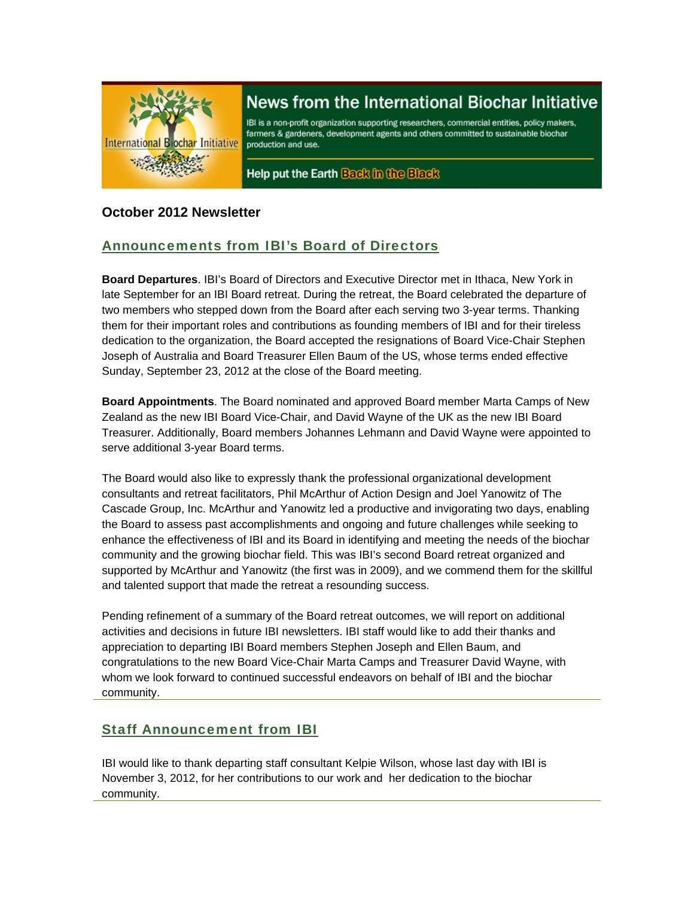# News from the International Biochar Initiative

IBI is a non-profit organization supporting researchers, commercial entities, policy makers, farmers & gardeners, development agents and others committed to sustainable biochar production and use.

Help put the Earth Back in the Black

## October 2012 Newsletter

### Announcements from IBI's Board of Directors

**Board Departures**. IBI's Board of Directors and Executive Director met in Ithaca, New York in late September for an IBI Board retreat. During the retreat, the Board celebrated the departure of two members who stepped down from the Board after each serving two 3-year terms. Thanking them for their important roles and contributions as founding members of IBI and for their tireless dedication to the organization, the Board accepted the resignations of Board Vice-Chair Stephen Joseph of Australia and Board Treasurer Ellen Baum of the US, whose terms ended effective Sunday, September 23, 2012 at the close of the Board meeting.

**Board Appointments**. The Board nominated and approved Board member Marta Camps of New Zealand as the new IBI Board Vice-Chair, and David Wayne of the UK as the new IBI Board Treasurer. Additionally, Board members Johannes Lehmann and David Wayne were appointed to serve additional 3-year Board terms.

The Board would also like to expressly thank the professional organizational development consultants and retreat facilitators, Phil McArthur of Action Design and Joel Yanowitz of The Cascade Group, Inc. McArthur and Yanowitz led a productive and invigorating two days, enabling the Board to assess past accomplishments and ongoing and future challenges while seeking to enhance the effectiveness of IBI and its Board in identifying and meeting the needs of the biochar community and the growing biochar field. This was IBI's second Board retreat organized and supported by McArthur and Yanowitz (the first was in 2009), and we commend them for the skillful and talented support that made the retreat a resounding success.

Pending refinement of a summary of the Board retreat outcomes, we will report on additional activities and decisions in future IBI newsletters. IBI staff would like to add their thanks and appreciation to departing IBI Board members Stephen Joseph and Ellen Baum, and congratulations to the new Board Vice-Chair Marta Camps and Treasurer David Wayne, with whom we look forward to continued successful endeavors on behalf of IBI and the biochar community.

### Staff Announcement from IBI

IBI would like to thank departing staff consultant Kelpie Wilson, whose last day with IBI is November 3, 2012, for her contributions to our work and her dedication to the biochar community.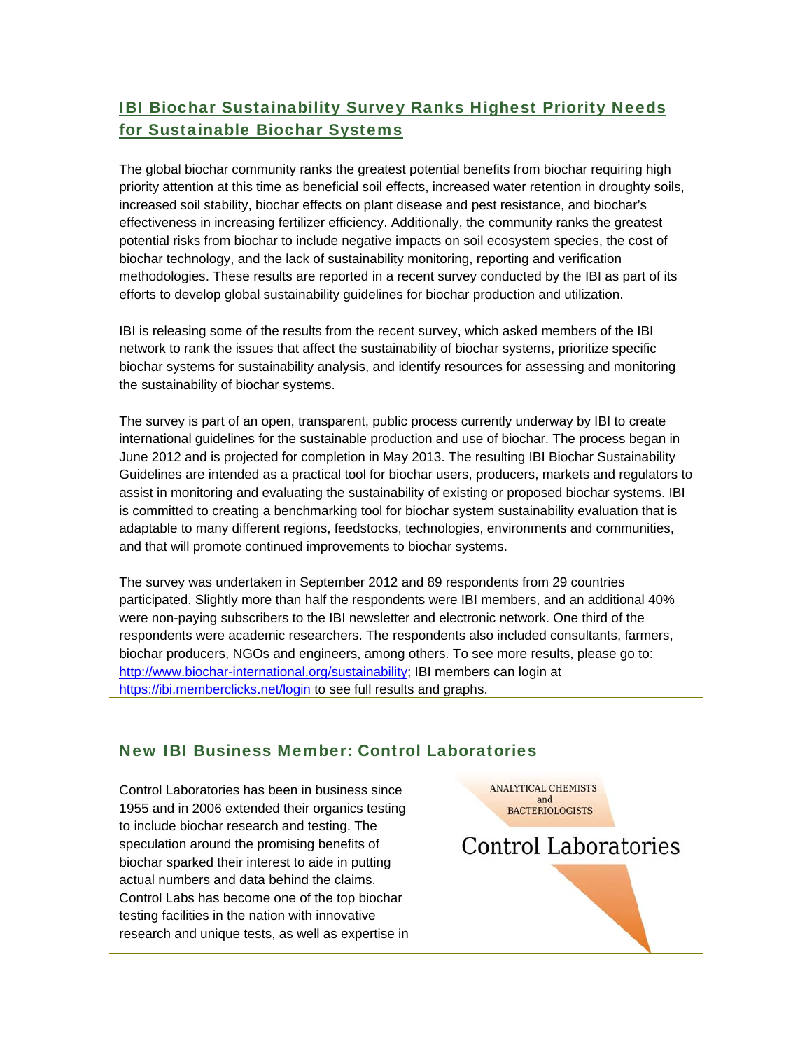## [IBI Biochar Sustainability Survey Ranks Highest Priority Needs for Sustainable Biochar Systems]()

The global biochar community ranks the greatest potential benefits from biochar requiring high priority attention at this time as beneficial soil effects, increased water retention in droughty soils, increased soil stability, biochar effects on plant disease and pest resistance, and biochar's effectiveness in increasing fertilizer efficiency. Additionally, the community ranks the greatest potential risks from biochar to include negative impacts on soil ecosystem species, the cost of biochar technology, and the lack of sustainability monitoring, reporting and verification methodologies. These results are reported in a recent survey conducted by the IBI as part of its efforts to develop global sustainability guidelines for biochar production and utilization.

IBI is releasing some of the results from the recent survey, which asked members of the IBI network to rank the issues that affect the sustainability of biochar systems, prioritize specific biochar systems for sustainability analysis, and identify resources for assessing and monitoring the sustainability of biochar systems.

The survey is part of an open, transparent, public process currently underway by IBI to create international guidelines for the sustainable production and use of biochar. The process began in June 2012 and is projected for completion in May 2013. The resulting IBI Biochar Sustainability Guidelines are intended as a practical tool for biochar users, producers, markets and regulators to assist in monitoring and evaluating the sustainability of existing or proposed biochar systems. IBI is committed to creating a benchmarking tool for biochar system sustainability evaluation that is adaptable to many different regions, feedstocks, technologies, environments and communities, and that will promote continued improvements to biochar systems.

The survey was undertaken in September 2012 and 89 respondents from 29 countries participated. Slightly more than half the respondents were IBI members, and an additional 40% were non-paying subscribers to the IBI newsletter and electronic network. One third of the respondents were academic researchers. The respondents also included consultants, farmers, biochar producers, NGOs and engineers, among others. To see more results, please go to: [http://www.biochar-international.org/sustainability](http://www.biochar-international.org/sustainability); IBI members can login at [https://ibi.memberclicks.net/login](https://ibi.memberclicks.net/login) to see full results and graphs.

## [New IBI Business Member: Control Laboratories]()

ANALYTICAL CHEMISTS and BACTERIOLOGISTS

Control Laboratories

Control Laboratories has been in business since 1955 and in 2006 extended their organics testing to include biochar research and testing. The speculation around the promising benefits of biochar sparked their interest to aide in putting actual numbers and data behind the claims. Control Labs has become one of the top biochar testing facilities in the nation with innovative research and unique tests, as well as expertise in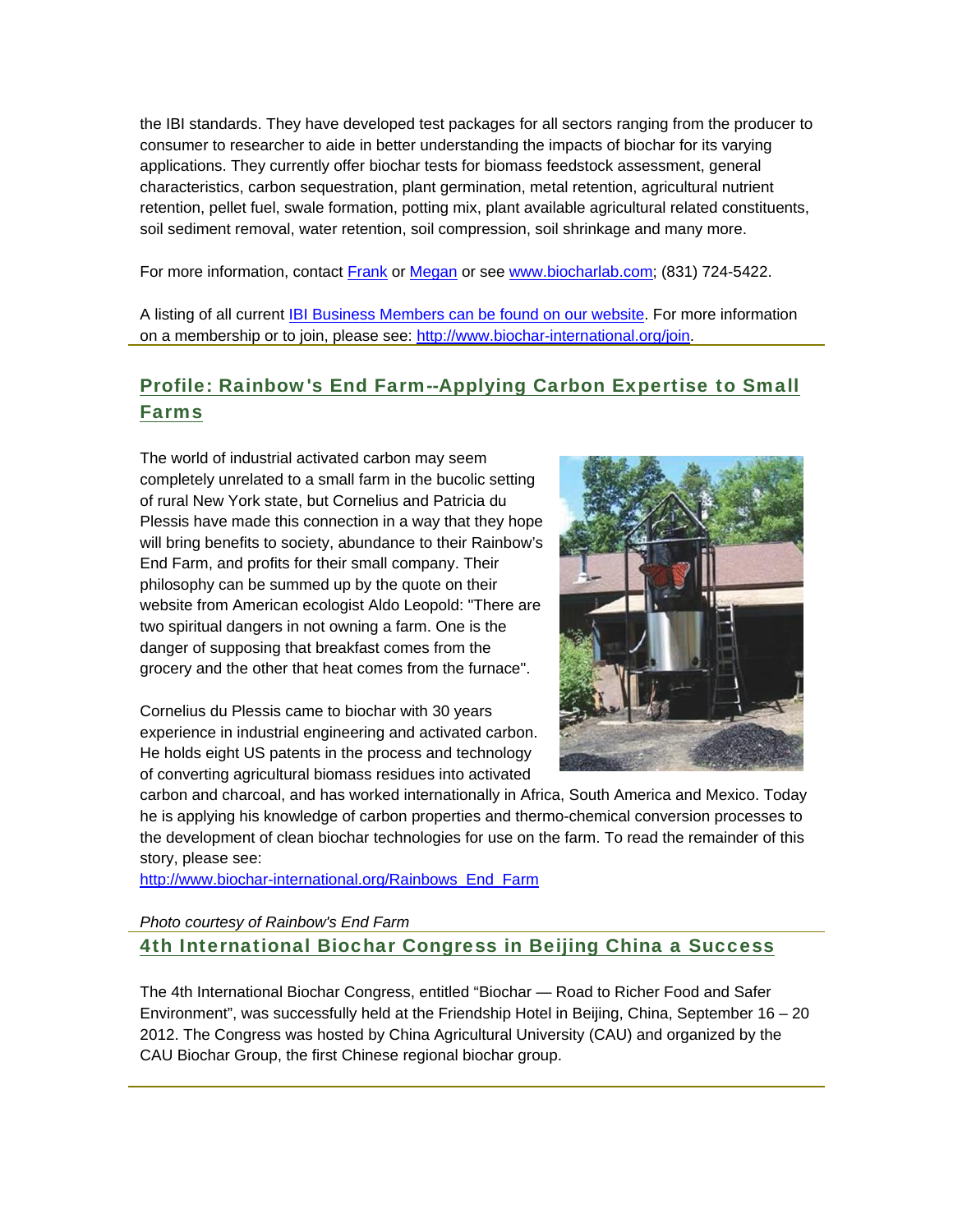the IBI standards. They have developed test packages for all sectors ranging from the producer to consumer to researcher to aide in better understanding the impacts of biochar for its varying applications. They currently offer biochar tests for biomass feedstock assessment, general characteristics, carbon sequestration, plant germination, metal retention, agricultural nutrient retention, pellet fuel, swale formation, potting mix, plant available agricultural related constituents, soil sediment removal, water retention, soil compression, soil shrinkage and many more.

For more information, contact Frank or Megan or see www.biocharlab.com; (831) 724-5422.

A listing of all current IBI Business Members can be found on our website. For more information on a membership or to join, please see: http://www.biochar-international.org/join.

## Profile: Rainbow's End Farm--Applying Carbon Expertise to Small Farms

The world of industrial activated carbon may seem completely unrelated to a small farm in the bucolic setting of rural New York state, but Cornelius and Patricia du Plessis have made this connection in a way that they hope will bring benefits to society, abundance to their Rainbow's End Farm, and profits for their small company. Their philosophy can be summed up by the quote on their website from American ecologist Aldo Leopold: "There are two spiritual dangers in not owning a farm. One is the danger of supposing that breakfast comes from the grocery and the other that heat comes from the furnace".

Cornelius du Plessis came to biochar with 30 years experience in industrial engineering and activated carbon. He holds eight US patents in the process and technology of converting agricultural biomass residues into activated carbon and charcoal, and has worked internationally in Africa, South America and Mexico. Today he is applying his knowledge of carbon properties and thermo-chemical conversion processes to the development of clean biochar technologies for use on the farm. To read the remainder of this story, please see:
http://www.biochar-international.org/Rainbows_End_Farm

*Photo courtesy of Rainbow's End Farm*

## 4th International Biochar Congress in Beijing China a Success

The 4th International Biochar Congress, entitled "Biochar — Road to Richer Food and Safer Environment", was successfully held at the Friendship Hotel in Beijing, China, September 16 – 20 2012. The Congress was hosted by China Agricultural University (CAU) and organized by the CAU Biochar Group, the first Chinese regional biochar group.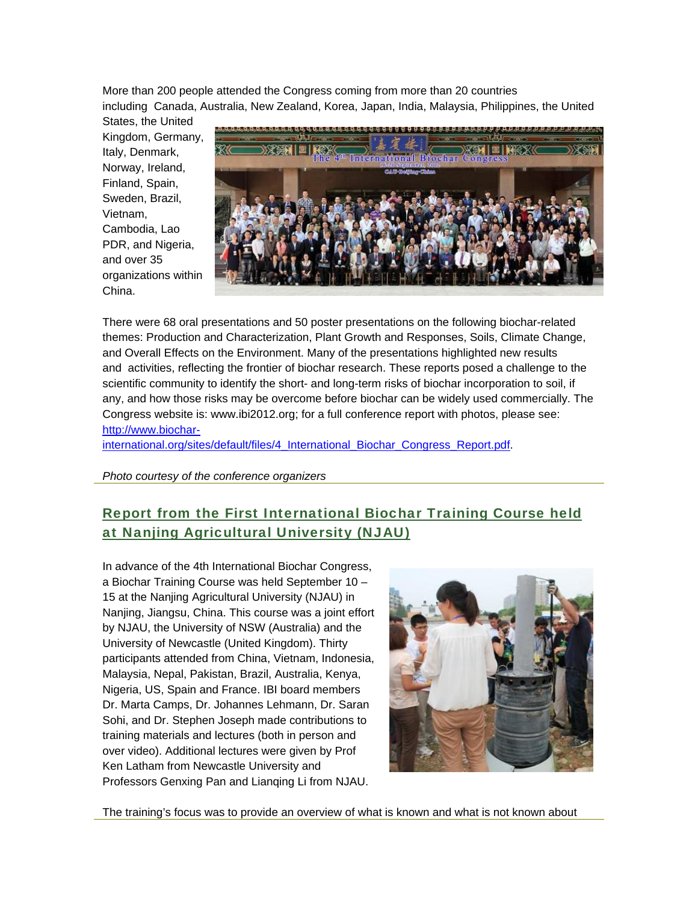More than 200 people attended the Congress coming from more than 20 countries including Canada, Australia, New Zealand, Korea, Japan, India, Malaysia, Philippines, the United States, the United Kingdom, Germany, Italy, Denmark, Norway, Ireland, Finland, Spain, Sweden, Brazil, Vietnam, Cambodia, Lao PDR, and Nigeria, and over 35 organizations within China.

There were 68 oral presentations and 50 poster presentations on the following biochar-related themes: Production and Characterization, Plant Growth and Responses, Soils, Climate Change, and Overall Effects on the Environment. Many of the presentations highlighted new results and activities, reflecting the frontier of biochar research. These reports posed a challenge to the scientific community to identify the short- and long-term risks of biochar incorporation to soil, if any, and how those risks may be overcome before biochar can be widely used commercially. The Congress website is: www.ibi2012.org; for a full conference report with photos, please see: [http://www.biochar-international.org/sites/default/files/4_International_Biochar_Congress_Report.pdf](http://www.biochar-international.org/sites/default/files/4_International_Biochar_Congress_Report.pdf).

*Photo courtesy of the conference organizers*

## Report from the First International Biochar Training Course held at Nanjing Agricultural University (NJAU)

In advance of the 4th International Biochar Congress, a Biochar Training Course was held September 10 – 15 at the Nanjing Agricultural University (NJAU) in Nanjing, Jiangsu, China. This course was a joint effort by NJAU, the University of NSW (Australia) and the University of Newcastle (United Kingdom). Thirty participants attended from China, Vietnam, Indonesia, Malaysia, Nepal, Pakistan, Brazil, Australia, Kenya, Nigeria, US, Spain and France. IBI board members Dr. Marta Camps, Dr. Johannes Lehmann, Dr. Saran Sohi, and Dr. Stephen Joseph made contributions to training materials and lectures (both in person and over video). Additional lectures were given by Prof Ken Latham from Newcastle University and Professors Genxing Pan and Lianqing Li from NJAU.

The training's focus was to provide an overview of what is known and what is not known about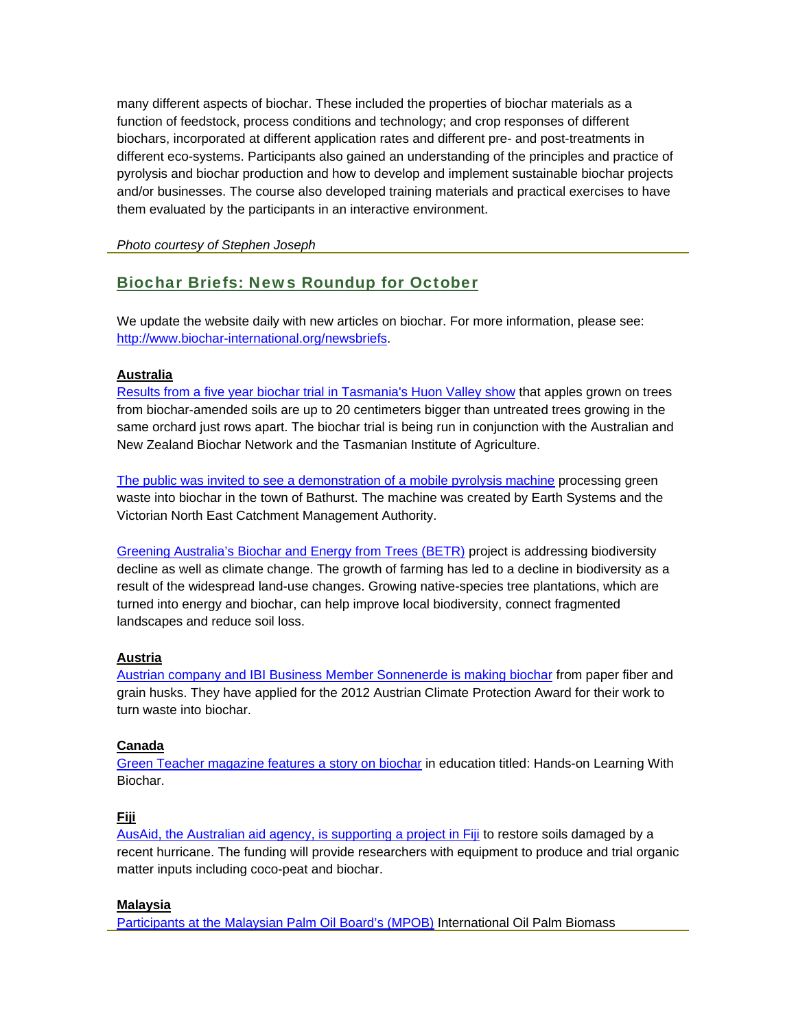many different aspects of biochar. These included the properties of biochar materials as a function of feedstock, process conditions and technology; and crop responses of different biochars, incorporated at different application rates and different pre- and post-treatments in different eco-systems. Participants also gained an understanding of the principles and practice of pyrolysis and biochar production and how to develop and implement sustainable biochar projects and/or businesses. The course also developed training materials and practical exercises to have them evaluated by the participants in an interactive environment.

*Photo courtesy of Stephen Joseph*

## Biochar Briefs: News Roundup for October

We update the website daily with new articles on biochar. For more information, please see: http://www.biochar-international.org/newsbriefs.

**Australia**

Results from a five year biochar trial in Tasmania's Huon Valley show that apples grown on trees from biochar-amended soils are up to 20 centimeters bigger than untreated trees growing in the same orchard just rows apart. The biochar trial is being run in conjunction with the Australian and New Zealand Biochar Network and the Tasmanian Institute of Agriculture.

The public was invited to see a demonstration of a mobile pyrolysis machine processing green waste into biochar in the town of Bathurst. The machine was created by Earth Systems and the Victorian North East Catchment Management Authority.

Greening Australia's Biochar and Energy from Trees (BETR) project is addressing biodiversity decline as well as climate change. The growth of farming has led to a decline in biodiversity as a result of the widespread land-use changes. Growing native-species tree plantations, which are turned into energy and biochar, can help improve local biodiversity, connect fragmented landscapes and reduce soil loss.

**Austria**

Austrian company and IBI Business Member Sonnenerde is making biochar from paper fiber and grain husks. They have applied for the 2012 Austrian Climate Protection Award for their work to turn waste into biochar.

**Canada**

Green Teacher magazine features a story on biochar in education titled: Hands-on Learning With Biochar.

**Fiji**

AusAid, the Australian aid agency, is supporting a project in Fiji to restore soils damaged by a recent hurricane. The funding will provide researchers with equipment to produce and trial organic matter inputs including coco-peat and biochar.

**Malaysia**

Participants at the Malaysian Palm Oil Board's (MPOB) International Oil Palm Biomass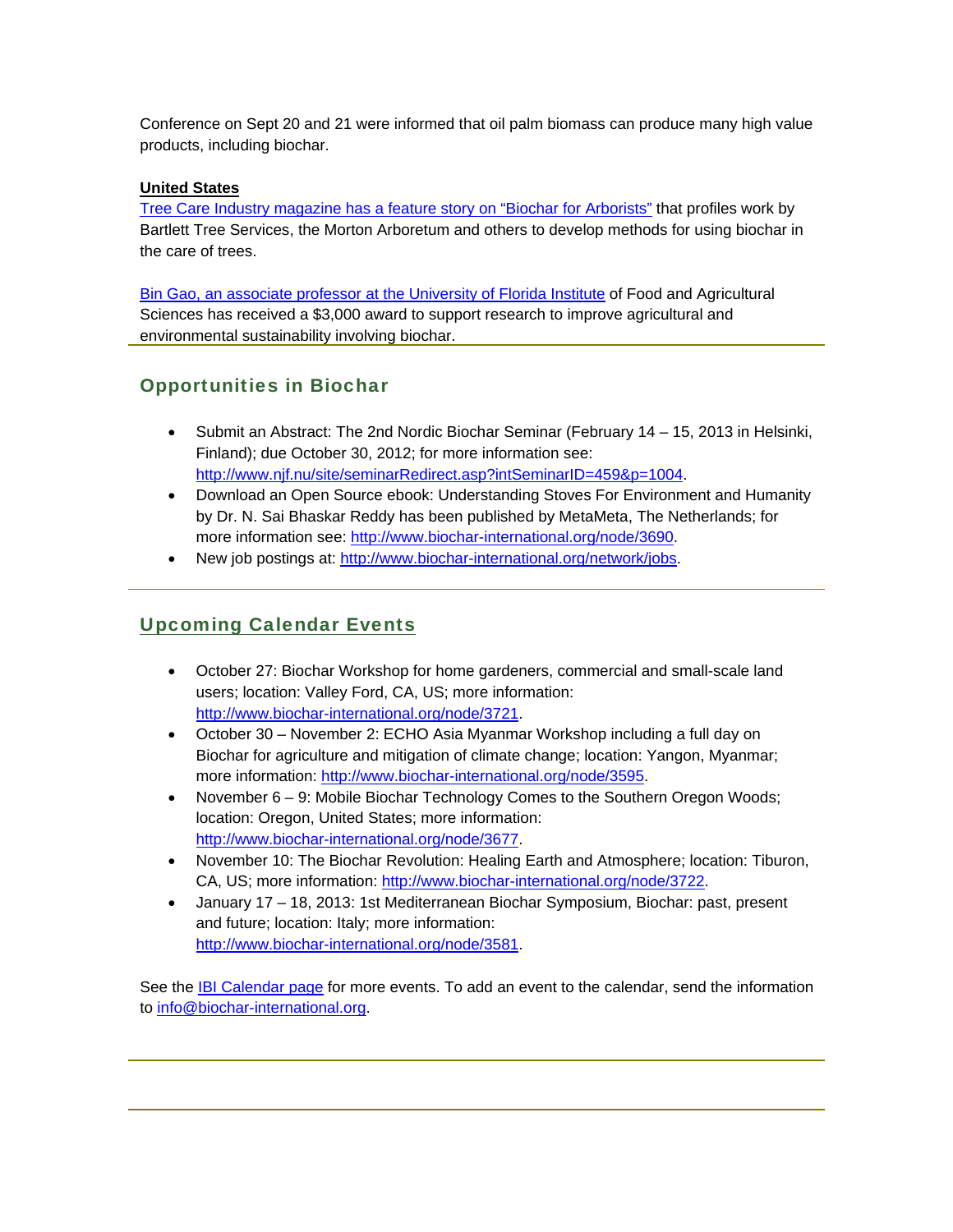Conference on Sept 20 and 21 were informed that oil palm biomass can produce many high value products, including biochar.

**United States**

Tree Care Industry magazine has a feature story on "Biochar for Arborists" that profiles work by Bartlett Tree Services, the Morton Arboretum and others to develop methods for using biochar in the care of trees.

Bin Gao, an associate professor at the University of Florida Institute of Food and Agricultural Sciences has received a $3,000 award to support research to improve agricultural and environmental sustainability involving biochar.

---

## Opportunities in Biochar

- Submit an Abstract: The 2nd Nordic Biochar Seminar (February 14 – 15, 2013 in Helsinki, Finland); due October 30, 2012; for more information see: http://www.njf.nu/site/seminarRedirect.asp?intSeminarID=459&p=1004.
- Download an Open Source ebook: Understanding Stoves For Environment and Humanity by Dr. N. Sai Bhaskar Reddy has been published by MetaMeta, The Netherlands; for more information see: http://www.biochar-international.org/node/3690.
- New job postings at: http://www.biochar-international.org/network/jobs.

---

## Upcoming Calendar Events

- October 27: Biochar Workshop for home gardeners, commercial and small-scale land users; location: Valley Ford, CA, US; more information: http://www.biochar-international.org/node/3721.
- October 30 – November 2: ECHO Asia Myanmar Workshop including a full day on Biochar for agriculture and mitigation of climate change; location: Yangon, Myanmar; more information: http://www.biochar-international.org/node/3595.
- November 6 – 9: Mobile Biochar Technology Comes to the Southern Oregon Woods; location: Oregon, United States; more information: http://www.biochar-international.org/node/3677.
- November 10: The Biochar Revolution: Healing Earth and Atmosphere; location: Tiburon, CA, US; more information: http://www.biochar-international.org/node/3722.
- January 17 – 18, 2013: 1st Mediterranean Biochar Symposium, Biochar: past, present and future; location: Italy; more information: http://www.biochar-international.org/node/3581.

See the IBI Calendar page for more events. To add an event to the calendar, send the information to info@biochar-international.org.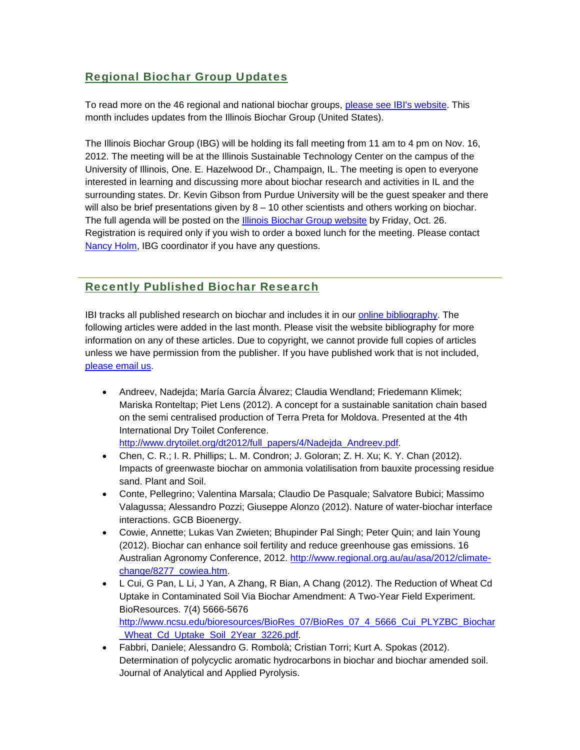## Regional Biochar Group Updates

To read more on the 46 regional and national biochar groups, please see IBI's website. This month includes updates from the Illinois Biochar Group (United States).

The Illinois Biochar Group (IBG) will be holding its fall meeting from 11 am to 4 pm on Nov. 16, 2012. The meeting will be at the Illinois Sustainable Technology Center on the campus of the University of Illinois, One. E. Hazelwood Dr., Champaign, IL. The meeting is open to everyone interested in learning and discussing more about biochar research and activities in IL and the surrounding states. Dr. Kevin Gibson from Purdue University will be the guest speaker and there will also be brief presentations given by 8 – 10 other scientists and others working on biochar. The full agenda will be posted on the Illinois Biochar Group website by Friday, Oct. 26. Registration is required only if you wish to order a boxed lunch for the meeting. Please contact Nancy Holm, IBG coordinator if you have any questions.

---

## Recently Published Biochar Research

IBI tracks all published research on biochar and includes it in our online bibliography. The following articles were added in the last month. Please visit the website bibliography for more information on any of these articles. Due to copyright, we cannot provide full copies of articles unless we have permission from the publisher. If you have published work that is not included, please email us.

- Andreev, Nadejda; María García Álvarez; Claudia Wendland; Friedemann Klimek; Mariska Ronteltap; Piet Lens (2012). A concept for a sustainable sanitation chain based on the semi centralised production of Terra Preta for Moldova. Presented at the 4th International Dry Toilet Conference. http://www.drytoilet.org/dt2012/full_papers/4/Nadejda_Andreev.pdf.
- Chen, C. R.; I. R. Phillips; L. M. Condron; J. Goloran; Z. H. Xu; K. Y. Chan (2012). Impacts of greenwaste biochar on ammonia volatilisation from bauxite processing residue sand. Plant and Soil.
- Conte, Pellegrino; Valentina Marsala; Claudio De Pasquale; Salvatore Bubici; Massimo Valagussa; Alessandro Pozzi; Giuseppe Alonzo (2012). Nature of water-biochar interface interactions. GCB Bioenergy.
- Cowie, Annette; Lukas Van Zwieten; Bhupinder Pal Singh; Peter Quin; and Iain Young (2012). Biochar can enhance soil fertility and reduce greenhouse gas emissions. 16 Australian Agronomy Conference, 2012. http://www.regional.org.au/au/asa/2012/climate-change/8277_cowiea.htm.
- L Cui, G Pan, L Li, J Yan, A Zhang, R Bian, A Chang (2012). The Reduction of Wheat Cd Uptake in Contaminated Soil Via Biochar Amendment: A Two-Year Field Experiment. BioResources. 7(4) 5666-5676 http://www.ncsu.edu/bioresources/BioRes_07/BioRes_07_4_5666_Cui_PLYZBC_Biochar_Wheat_Cd_Uptake_Soil_2Year_3226.pdf.
- Fabbri, Daniele; Alessandro G. Rombolà; Cristian Torri; Kurt A. Spokas (2012). Determination of polycyclic aromatic hydrocarbons in biochar and biochar amended soil. Journal of Analytical and Applied Pyrolysis.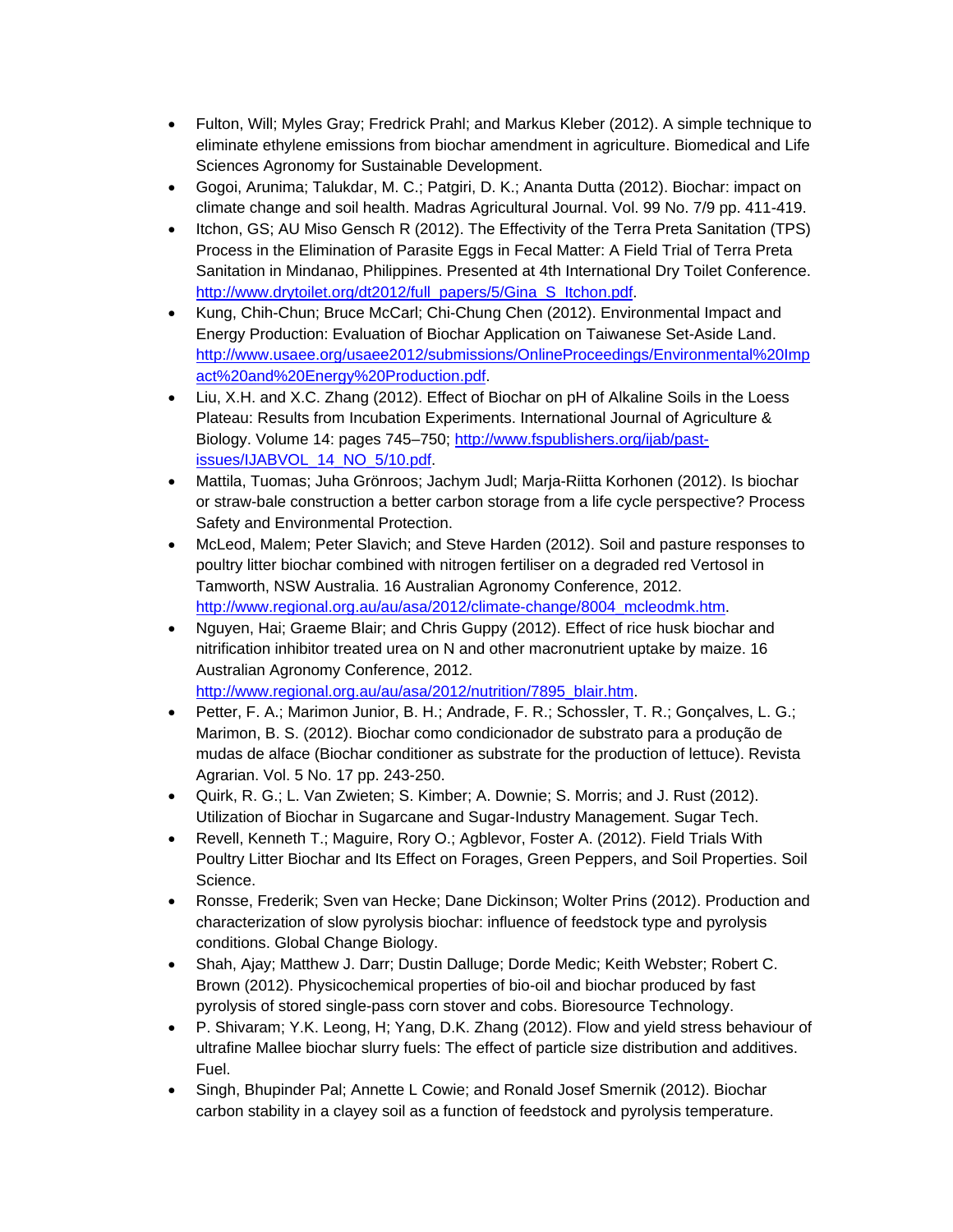- Fulton, Will; Myles Gray; Fredrick Prahl; and Markus Kleber (2012). A simple technique to eliminate ethylene emissions from biochar amendment in agriculture. Biomedical and Life Sciences Agronomy for Sustainable Development.
- Gogoi, Arunima; Talukdar, M. C.; Patgiri, D. K.; Ananta Dutta (2012). Biochar: impact on climate change and soil health. Madras Agricultural Journal. Vol. 99 No. 7/9 pp. 411-419.
- Itchon, GS; AU Miso Gensch R (2012). The Effectivity of the Terra Preta Sanitation (TPS) Process in the Elimination of Parasite Eggs in Fecal Matter: A Field Trial of Terra Preta Sanitation in Mindanao, Philippines. Presented at 4th International Dry Toilet Conference. http://www.drytoilet.org/dt2012/full_papers/5/Gina_S_Itchon.pdf.
- Kung, Chih-Chun; Bruce McCarl; Chi-Chung Chen (2012). Environmental Impact and Energy Production: Evaluation of Biochar Application on Taiwanese Set-Aside Land. http://www.usaee.org/usaee2012/submissions/OnlineProceedings/Environmental%20Impact%20and%20Energy%20Production.pdf.
- Liu, X.H. and X.C. Zhang (2012). Effect of Biochar on pH of Alkaline Soils in the Loess Plateau: Results from Incubation Experiments. International Journal of Agriculture & Biology. Volume 14: pages 745–750; http://www.fspublishers.org/ijab/past-issues/IJABVOL_14_NO_5/10.pdf.
- Mattila, Tuomas; Juha Grönroos; Jachym Judl; Marja-Riitta Korhonen (2012). Is biochar or straw-bale construction a better carbon storage from a life cycle perspective? Process Safety and Environmental Protection.
- McLeod, Malem; Peter Slavich; and Steve Harden (2012). Soil and pasture responses to poultry litter biochar combined with nitrogen fertiliser on a degraded red Vertosol in Tamworth, NSW Australia. 16 Australian Agronomy Conference, 2012. http://www.regional.org.au/au/asa/2012/climate-change/8004_mcleodmk.htm.
- Nguyen, Hai; Graeme Blair; and Chris Guppy (2012). Effect of rice husk biochar and nitrification inhibitor treated urea on N and other macronutrient uptake by maize. 16 Australian Agronomy Conference, 2012. http://www.regional.org.au/au/asa/2012/nutrition/7895_blair.htm.
- Petter, F. A.; Marimon Junior, B. H.; Andrade, F. R.; Schossler, T. R.; Gonçalves, L. G.; Marimon, B. S. (2012). Biochar como condicionador de substrato para a produção de mudas de alface (Biochar conditioner as substrate for the production of lettuce). Revista Agrarian. Vol. 5 No. 17 pp. 243-250.
- Quirk, R. G.; L. Van Zwieten; S. Kimber; A. Downie; S. Morris; and J. Rust (2012). Utilization of Biochar in Sugarcane and Sugar-Industry Management. Sugar Tech.
- Revell, Kenneth T.; Maguire, Rory O.; Agblevor, Foster A. (2012). Field Trials With Poultry Litter Biochar and Its Effect on Forages, Green Peppers, and Soil Properties. Soil Science.
- Ronsse, Frederik; Sven van Hecke; Dane Dickinson; Wolter Prins (2012). Production and characterization of slow pyrolysis biochar: influence of feedstock type and pyrolysis conditions. Global Change Biology.
- Shah, Ajay; Matthew J. Darr; Dustin Dalluge; Dorde Medic; Keith Webster; Robert C. Brown (2012). Physicochemical properties of bio-oil and biochar produced by fast pyrolysis of stored single-pass corn stover and cobs. Bioresource Technology.
- P. Shivaram; Y.K. Leong, H; Yang, D.K. Zhang (2012). Flow and yield stress behaviour of ultrafine Mallee biochar slurry fuels: The effect of particle size distribution and additives. Fuel.
- Singh, Bhupinder Pal; Annette L Cowie; and Ronald Josef Smernik (2012). Biochar carbon stability in a clayey soil as a function of feedstock and pyrolysis temperature.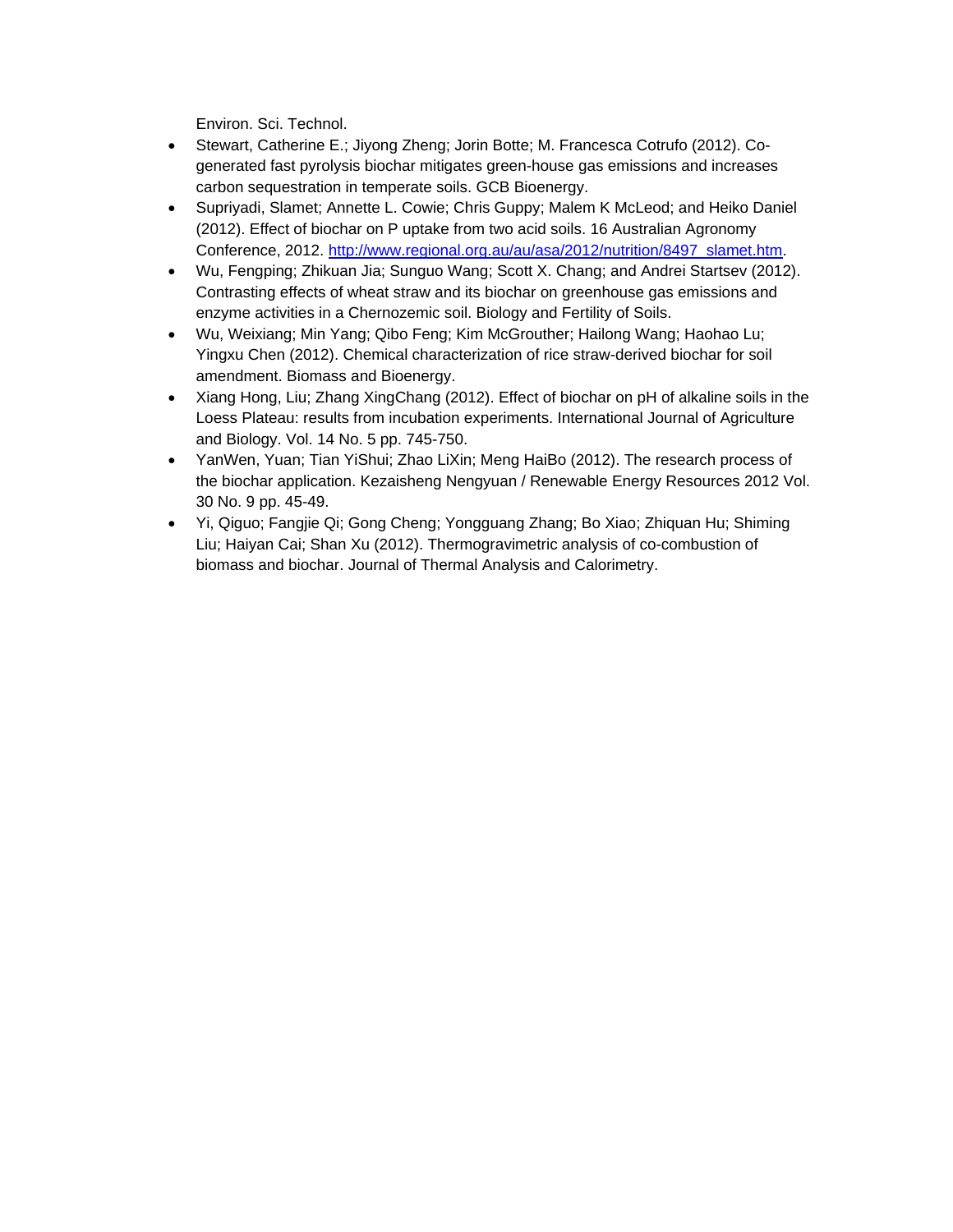Environ. Sci. Technol.

- Stewart, Catherine E.; Jiyong Zheng; Jorin Botte; M. Francesca Cotrufo (2012). Co-generated fast pyrolysis biochar mitigates green-house gas emissions and increases carbon sequestration in temperate soils. GCB Bioenergy.
- Supriyadi, Slamet; Annette L. Cowie; Chris Guppy; Malem K McLeod; and Heiko Daniel (2012). Effect of biochar on P uptake from two acid soils. 16 Australian Agronomy Conference, 2012. [http://www.regional.org.au/au/asa/2012/nutrition/8497_slamet.htm](http://www.regional.org.au/au/asa/2012/nutrition/8497_slamet.htm).
- Wu, Fengping; Zhikuan Jia; Sunguo Wang; Scott X. Chang; and Andrei Startsev (2012). Contrasting effects of wheat straw and its biochar on greenhouse gas emissions and enzyme activities in a Chernozemic soil. Biology and Fertility of Soils.
- Wu, Weixiang; Min Yang; Qibo Feng; Kim McGrouther; Hailong Wang; Haohao Lu; Yingxu Chen (2012). Chemical characterization of rice straw-derived biochar for soil amendment. Biomass and Bioenergy.
- Xiang Hong, Liu; Zhang XingChang (2012). Effect of biochar on pH of alkaline soils in the Loess Plateau: results from incubation experiments. International Journal of Agriculture and Biology. Vol. 14 No. 5 pp. 745-750.
- YanWen, Yuan; Tian YiShui; Zhao LiXin; Meng HaiBo (2012). The research process of the biochar application. Kezaisheng Nengyuan / Renewable Energy Resources 2012 Vol. 30 No. 9 pp. 45-49.
- Yi, Qiguo; Fangjie Qi; Gong Cheng; Yongguang Zhang; Bo Xiao; Zhiquan Hu; Shiming Liu; Haiyan Cai; Shan Xu (2012). Thermogravimetric analysis of co-combustion of biomass and biochar. Journal of Thermal Analysis and Calorimetry.